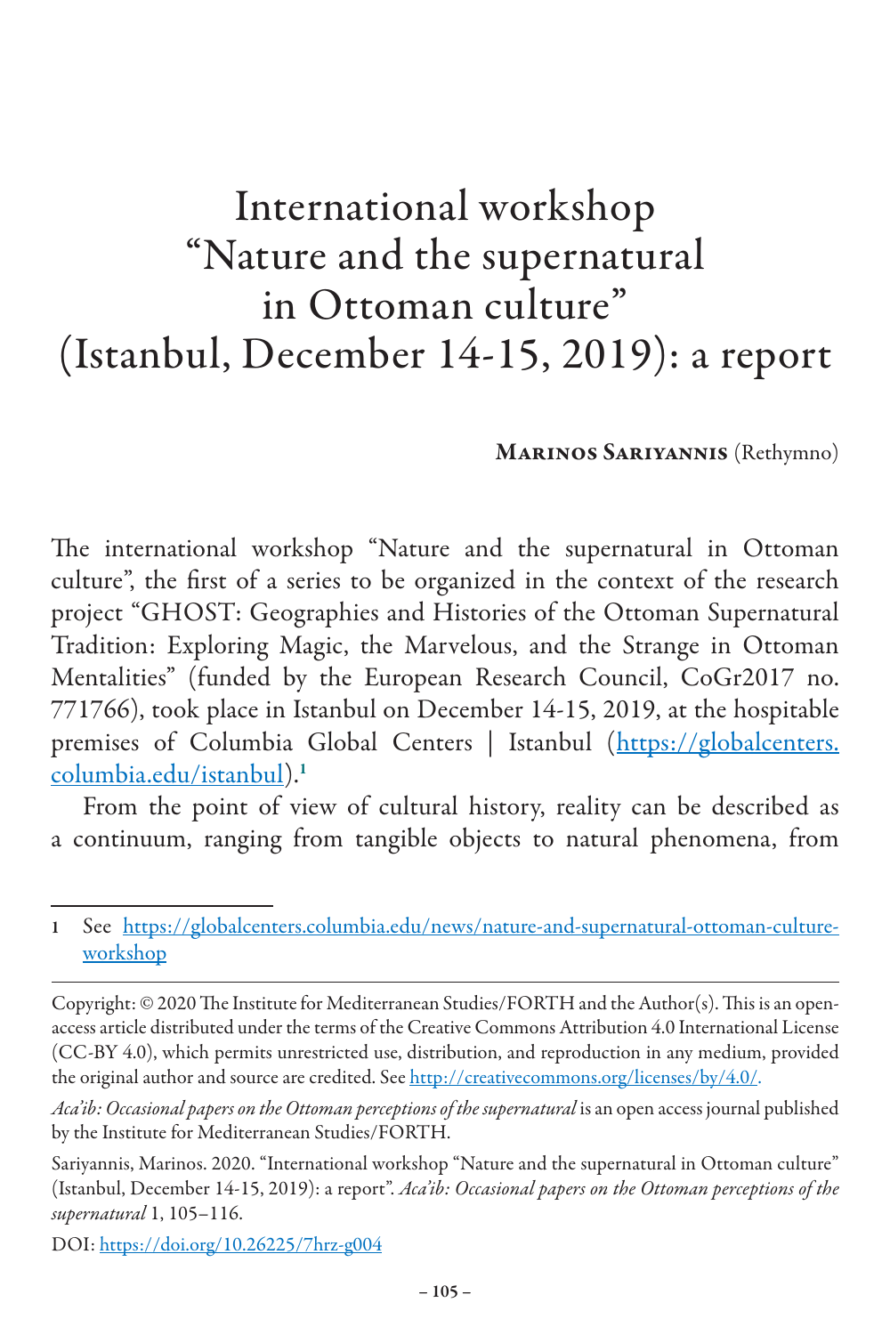# International workshop "Nature and the supernatural in Ottoman culture" (Istanbul, December 14-15, 2019): a report

**Marinos Sariyannis** (Rethymno)

The international workshop "Nature and the supernatural in Ottoman culture", the first of a series to be organized in the context of the research project "GHOST: Geographies and Histories of the Ottoman Supernatural Tradition: Exploring Magic, the Marvelous, and the Strange in Ottoman Mentalities" (funded by the European Research Council, CoGr2017 no. 771766), took place in Istanbul on December 14-15, 2019, at the hospitable premises of Columbia Global Centers | Istanbul (https://globalcenters.columbia.edu/istanbul).[1]

From the point of view of cultural history, reality can be described as a continuum, ranging from tangible objects to natural phenomena, from

---

1 See https://globalcenters.columbia.edu/news/nature-and-supernatural-ottoman-culture-workshop

Copyright: © 2020 The Institute for Mediterranean Studies/FORTH and the Author(s). This is an open-access article distributed under the terms of the Creative Commons Attribution 4.0 International License (CC-BY 4.0), which permits unrestricted use, distribution, and reproduction in any medium, provided the original author and source are credited. See http://creativecommons.org/licenses/by/4.0/.

*Aca'ib: Occasional papers on the Ottoman perceptions of the supernatural* is an open access journal published by the Institute for Mediterranean Studies/FORTH.

Sariyannis, Marinos. 2020. "International workshop "Nature and the supernatural in Ottoman culture" (Istanbul, December 14-15, 2019): a report". *Aca'ib: Occasional papers on the Ottoman perceptions of the supernatural* 1, 105–116.

DOI: https://doi.org/10.26225/7hrz-g004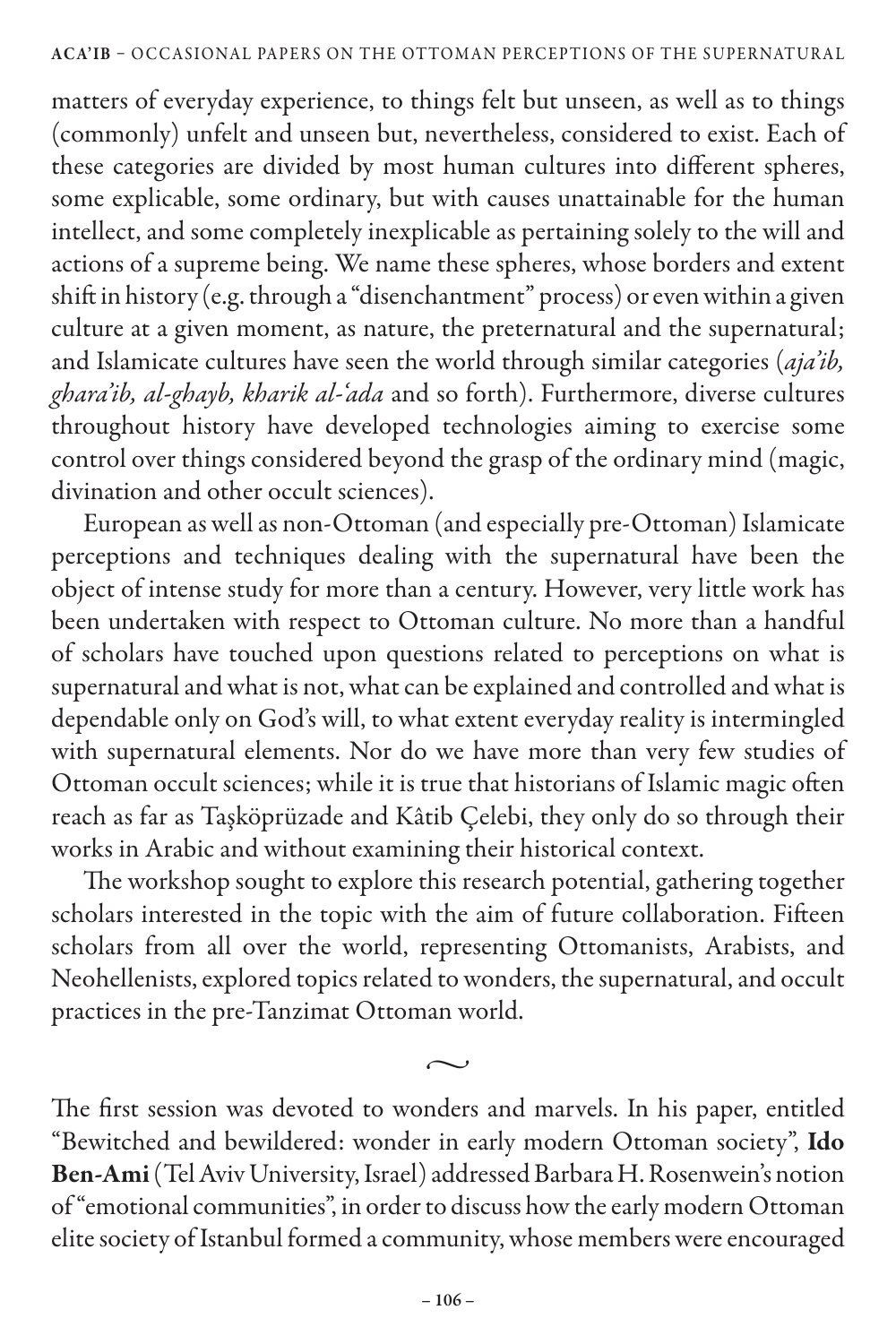matters of everyday experience, to things felt but unseen, as well as to things (commonly) unfelt and unseen but, nevertheless, considered to exist. Each of these categories are divided by most human cultures into different spheres, some explicable, some ordinary, but with causes unattainable for the human intellect, and some completely inexplicable as pertaining solely to the will and actions of a supreme being. We name these spheres, whose borders and extent shift in history (e.g. through a "disenchantment" process) or even within a given culture at a given moment, as nature, the preternatural and the supernatural; and Islamicate cultures have seen the world through similar categories (*aja'ib, ghara'ib, al-ghayb, kharik al-'ada* and so forth). Furthermore, diverse cultures throughout history have developed technologies aiming to exercise some control over things considered beyond the grasp of the ordinary mind (magic, divination and other occult sciences).

European as well as non-Ottoman (and especially pre-Ottoman) Islamicate perceptions and techniques dealing with the supernatural have been the object of intense study for more than a century. However, very little work has been undertaken with respect to Ottoman culture. No more than a handful of scholars have touched upon questions related to perceptions on what is supernatural and what is not, what can be explained and controlled and what is dependable only on God's will, to what extent everyday reality is intermingled with supernatural elements. Nor do we have more than very few studies of Ottoman occult sciences; while it is true that historians of Islamic magic often reach as far as Taşköprüzade and Kâtib Çelebi, they only do so through their works in Arabic and without examining their historical context.

The workshop sought to explore this research potential, gathering together scholars interested in the topic with the aim of future collaboration. Fifteen scholars from all over the world, representing Ottomanists, Arabists, and Neohellenists, explored topics related to wonders, the supernatural, and occult practices in the pre-Tanzimat Ottoman world.

~

The first session was devoted to wonders and marvels. In his paper, entitled "Bewitched and bewildered: wonder in early modern Ottoman society", **Ido Ben-Ami** (Tel Aviv University, Israel) addressed Barbara H. Rosenwein's notion of "emotional communities", in order to discuss how the early modern Ottoman elite society of Istanbul formed a community, whose members were encouraged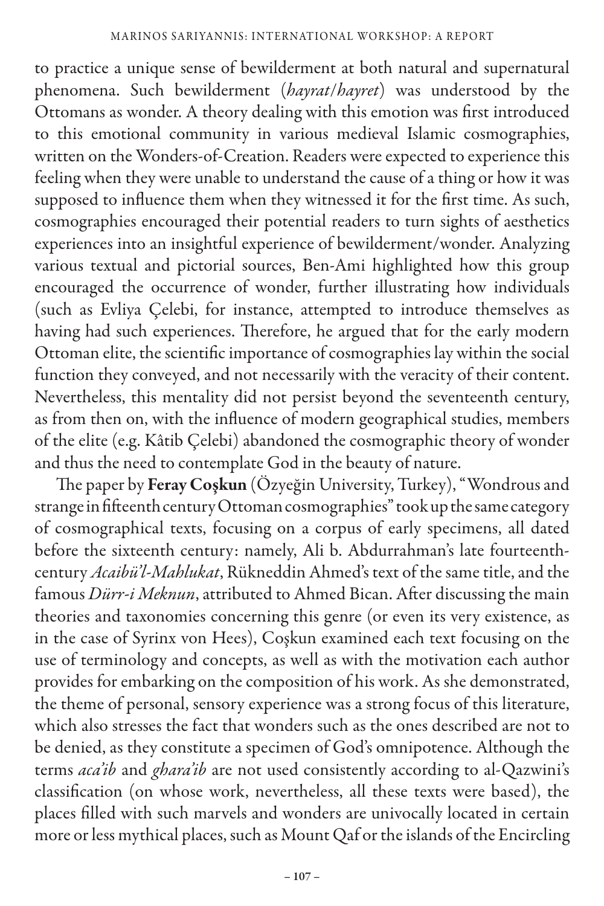to practice a unique sense of bewilderment at both natural and supernatural phenomena. Such bewilderment (*hayrat/hayret*) was understood by the Ottomans as wonder. A theory dealing with this emotion was first introduced to this emotional community in various medieval Islamic cosmographies, written on the Wonders-of-Creation. Readers were expected to experience this feeling when they were unable to understand the cause of a thing or how it was supposed to influence them when they witnessed it for the first time. As such, cosmographies encouraged their potential readers to turn sights of aesthetics experiences into an insightful experience of bewilderment/wonder. Analyzing various textual and pictorial sources, Ben-Ami highlighted how this group encouraged the occurrence of wonder, further illustrating how individuals (such as Evliya Çelebi, for instance, attempted to introduce themselves as having had such experiences. Therefore, he argued that for the early modern Ottoman elite, the scientific importance of cosmographies lay within the social function they conveyed, and not necessarily with the veracity of their content. Nevertheless, this mentality did not persist beyond the seventeenth century, as from then on, with the influence of modern geographical studies, members of the elite (e.g. Kâtib Çelebi) abandoned the cosmographic theory of wonder and thus the need to contemplate God in the beauty of nature.

The paper by **Feray Coşkun** (Özyeğin University, Turkey), "Wondrous and strange in fifteenth century Ottoman cosmographies" took up the same category of cosmographical texts, focusing on a corpus of early specimens, all dated before the sixteenth century: namely, Ali b. Abdurrahman's late fourteenth-century *Acaibü'l-Mahlukat*, Rükneddin Ahmed's text of the same title, and the famous *Dürr-i Meknun*, attributed to Ahmed Bican. After discussing the main theories and taxonomies concerning this genre (or even its very existence, as in the case of Syrinx von Hees), Coşkun examined each text focusing on the use of terminology and concepts, as well as with the motivation each author provides for embarking on the composition of his work. As she demonstrated, the theme of personal, sensory experience was a strong focus of this literature, which also stresses the fact that wonders such as the ones described are not to be denied, as they constitute a specimen of God's omnipotence. Although the terms *aca'ib* and *ghara'ib* are not used consistently according to al-Qazwini's classification (on whose work, nevertheless, all these texts were based), the places filled with such marvels and wonders are univocally located in certain more or less mythical places, such as Mount Qaf or the islands of the Encircling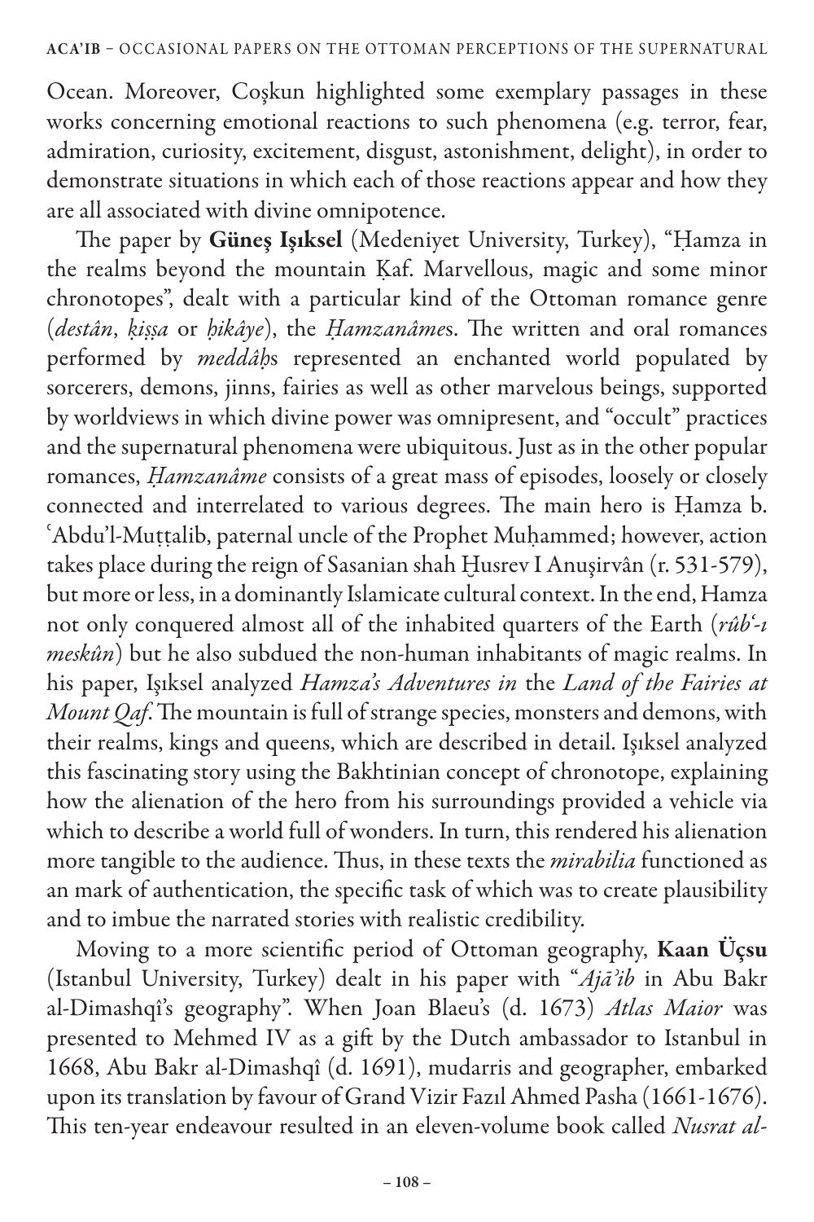Ocean. Moreover, Coşkun highlighted some exemplary passages in these works concerning emotional reactions to such phenomena (e.g. terror, fear, admiration, curiosity, excitement, disgust, astonishment, delight), in order to demonstrate situations in which each of those reactions appear and how they are all associated with divine omnipotence.

The paper by **Güneş Işıksel** (Medeniyet University, Turkey), "Ḥamza in the realms beyond the mountain Ḳaf. Marvellous, magic and some minor chronotopes", dealt with a particular kind of the Ottoman romance genre (*destân*, *ḳiṣṣa* or *ḥikâye*), the *Ḥamzanâme*s. The written and oral romances performed by *meddâḥ*s represented an enchanted world populated by sorcerers, demons, jinns, fairies as well as other marvelous beings, supported by worldviews in which divine power was omnipresent, and "occult" practices and the supernatural phenomena were ubiquitous. Just as in the other popular romances, *Ḥamzanâme* consists of a great mass of episodes, loosely or closely connected and interrelated to various degrees. The main hero is Ḥamza b. ʿAbdu'l-Muṭṭalib, paternal uncle of the Prophet Muḥammed; however, action takes place during the reign of Sasanian shah Ḫusrev I Anuşirvân (r. 531-579), but more or less, in a dominantly Islamicate cultural context. In the end, Hamza not only conquered almost all of the inhabited quarters of the Earth (*rûbʿ-ı meskûn*) but he also subdued the non-human inhabitants of magic realms. In his paper, Işıksel analyzed *Hamza's Adventures in* the *Land of the Fairies at Mount Qaf*. The mountain is full of strange species, monsters and demons, with their realms, kings and queens, which are described in detail. Işıksel analyzed this fascinating story using the Bakhtinian concept of chronotope, explaining how the alienation of the hero from his surroundings provided a vehicle via which to describe a world full of wonders. In turn, this rendered his alienation more tangible to the audience. Thus, in these texts the *mirabilia* functioned as an mark of authentication, the specific task of which was to create plausibility and to imbue the narrated stories with realistic credibility.

Moving to a more scientific period of Ottoman geography, **Kaan Üçsu** (Istanbul University, Turkey) dealt in his paper with "*Ajāʾib* in Abu Bakr al-Dimashqî's geography". When Joan Blaeu's (d. 1673) *Atlas Maior* was presented to Mehmed IV as a gift by the Dutch ambassador to Istanbul in 1668, Abu Bakr al-Dimashqî (d. 1691), mudarris and geographer, embarked upon its translation by favour of Grand Vizir Fazıl Ahmed Pasha (1661-1676). This ten-year endeavour resulted in an eleven-volume book called *Nusrat al-*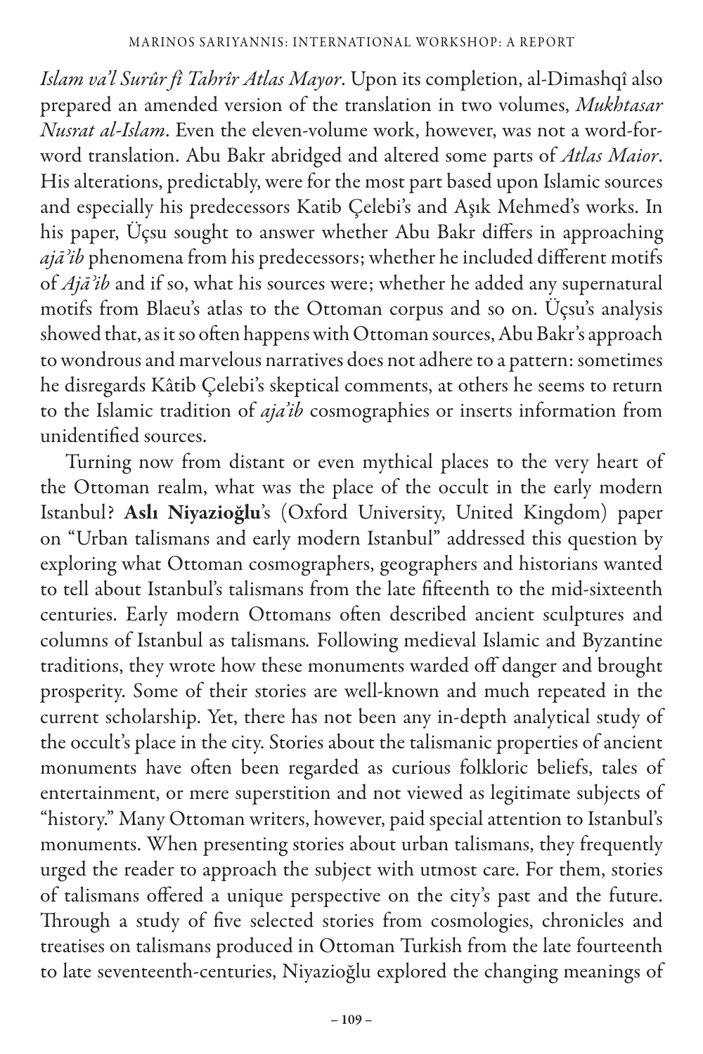*Islam va'l Surûr fî Tahrîr Atlas Mayor*. Upon its completion, al-Dimashqî also prepared an amended version of the translation in two volumes, *Mukhtasar Nusrat al-Islam*. Even the eleven-volume work, however, was not a word-for-word translation. Abu Bakr abridged and altered some parts of *Atlas Maior*. His alterations, predictably, were for the most part based upon Islamic sources and especially his predecessors Katib Çelebi's and Aşık Mehmed's works. In his paper, Üçsu sought to answer whether Abu Bakr differs in approaching *ajā'ib* phenomena from his predecessors; whether he included different motifs of *Ajā'ib* and if so, what his sources were; whether he added any supernatural motifs from Blaeu's atlas to the Ottoman corpus and so on. Üçsu's analysis showed that, as it so often happens with Ottoman sources, Abu Bakr's approach to wondrous and marvelous narratives does not adhere to a pattern: sometimes he disregards Kâtib Çelebi's skeptical comments, at others he seems to return to the Islamic tradition of *aja'ib* cosmographies or inserts information from unidentified sources.

Turning now from distant or even mythical places to the very heart of the Ottoman realm, what was the place of the occult in the early modern Istanbul? **Aslı Niyazioğlu**'s (Oxford University, United Kingdom) paper on "Urban talismans and early modern Istanbul" addressed this question by exploring what Ottoman cosmographers, geographers and historians wanted to tell about Istanbul's talismans from the late fifteenth to the mid-sixteenth centuries. Early modern Ottomans often described ancient sculptures and columns of Istanbul as talismans. Following medieval Islamic and Byzantine traditions, they wrote how these monuments warded off danger and brought prosperity. Some of their stories are well-known and much repeated in the current scholarship. Yet, there has not been any in-depth analytical study of the occult's place in the city. Stories about the talismanic properties of ancient monuments have often been regarded as curious folkloric beliefs, tales of entertainment, or mere superstition and not viewed as legitimate subjects of "history." Many Ottoman writers, however, paid special attention to Istanbul's monuments. When presenting stories about urban talismans, they frequently urged the reader to approach the subject with utmost care. For them, stories of talismans offered a unique perspective on the city's past and the future. Through a study of five selected stories from cosmologies, chronicles and treatises on talismans produced in Ottoman Turkish from the late fourteenth to late seventeenth-centuries, Niyazioğlu explored the changing meanings of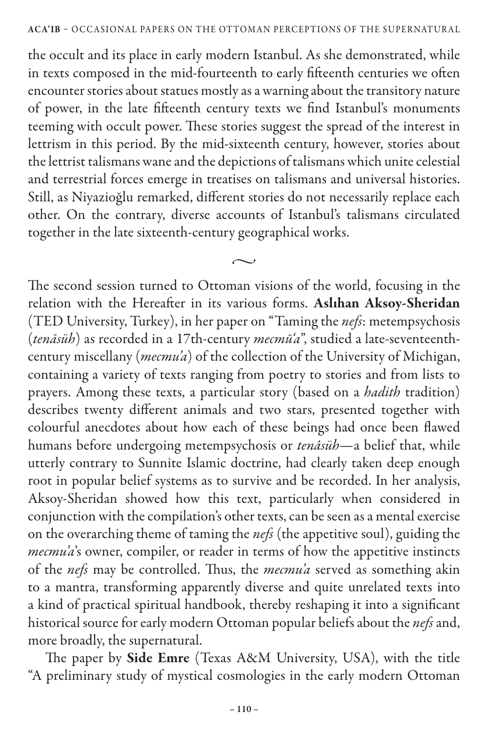the occult and its place in early modern Istanbul. As she demonstrated, while in texts composed in the mid-fourteenth to early fifteenth centuries we often encounter stories about statues mostly as a warning about the transitory nature of power, in the late fifteenth century texts we find Istanbul's monuments teeming with occult power. These stories suggest the spread of the interest in lettrism in this period. By the mid-sixteenth century, however, stories about the lettrist talismans wane and the depictions of talismans which unite celestial and terrestrial forces emerge in treatises on talismans and universal histories. Still, as Niyazioğlu remarked, different stories do not necessarily replace each other. On the contrary, diverse accounts of Istanbul's talismans circulated together in the late sixteenth-century geographical works.

~

The second session turned to Ottoman visions of the world, focusing in the relation with the Hereafter in its various forms. **Aslıhan Aksoy-Sheridan** (TED University, Turkey), in her paper on "Taming the *nefs*: metempsychosis (*tenāsüh*) as recorded in a 17th-century *mecmūʿa*", studied a late-seventeenth-century miscellany (*mecmu'a*) of the collection of the University of Michigan, containing a variety of texts ranging from poetry to stories and from lists to prayers. Among these texts, a particular story (based on a *hadith* tradition) describes twenty different animals and two stars, presented together with colourful anecdotes about how each of these beings had once been flawed humans before undergoing metempsychosis or *tenâsüh*—a belief that, while utterly contrary to Sunnite Islamic doctrine, had clearly taken deep enough root in popular belief systems as to survive and be recorded. In her analysis, Aksoy-Sheridan showed how this text, particularly when considered in conjunction with the compilation's other texts, can be seen as a mental exercise on the overarching theme of taming the *nefs* (the appetitive soul), guiding the *mecmu'a*'s owner, compiler, or reader in terms of how the appetitive instincts of the *nefs* may be controlled. Thus, the *mecmu'a* served as something akin to a mantra, transforming apparently diverse and quite unrelated texts into a kind of practical spiritual handbook, thereby reshaping it into a significant historical source for early modern Ottoman popular beliefs about the *nefs* and, more broadly, the supernatural.

The paper by **Side Emre** (Texas A&M University, USA), with the title "A preliminary study of mystical cosmologies in the early modern Ottoman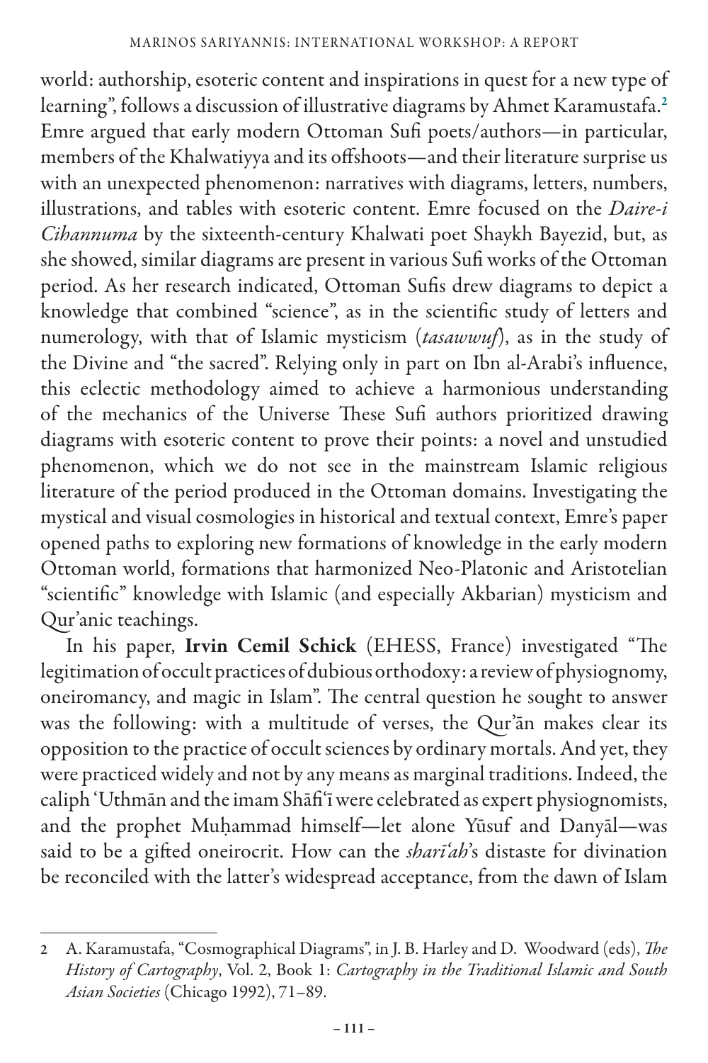world: authorship, esoteric content and inspirations in quest for a new type of learning", follows a discussion of illustrative diagrams by Ahmet Karamustafa.[2] Emre argued that early modern Ottoman Sufi poets/authors—in particular, members of the Khalwatiyya and its offshoots—and their literature surprise us with an unexpected phenomenon: narratives with diagrams, letters, numbers, illustrations, and tables with esoteric content. Emre focused on the *Daire-i Cihannuma* by the sixteenth-century Khalwati poet Shaykh Bayezid, but, as she showed, similar diagrams are present in various Sufi works of the Ottoman period. As her research indicated, Ottoman Sufis drew diagrams to depict a knowledge that combined "science", as in the scientific study of letters and numerology, with that of Islamic mysticism (*tasawwuf*), as in the study of the Divine and "the sacred". Relying only in part on Ibn al-Arabi's influence, this eclectic methodology aimed to achieve a harmonious understanding of the mechanics of the Universe These Sufi authors prioritized drawing diagrams with esoteric content to prove their points: a novel and unstudied phenomenon, which we do not see in the mainstream Islamic religious literature of the period produced in the Ottoman domains. Investigating the mystical and visual cosmologies in historical and textual context, Emre's paper opened paths to exploring new formations of knowledge in the early modern Ottoman world, formations that harmonized Neo-Platonic and Aristotelian "scientific" knowledge with Islamic (and especially Akbarian) mysticism and Qur'anic teachings.

In his paper, **Irvin Cemil Schick** (EHESS, France) investigated "The legitimation of occult practices of dubious orthodoxy: a review of physiognomy, oneiromancy, and magic in Islam". The central question he sought to answer was the following: with a multitude of verses, the Qur'ān makes clear its opposition to the practice of occult sciences by ordinary mortals. And yet, they were practiced widely and not by any means as marginal traditions. Indeed, the caliph 'Uthmān and the imam Shāfi'ī were celebrated as expert physiognomists, and the prophet Muḥammad himself—let alone Yūsuf and Danyāl—was said to be a gifted oneirocrit. How can the *sharī'ah*'s distaste for divination be reconciled with the latter's widespread acceptance, from the dawn of Islam

---

2 A. Karamustafa, "Cosmographical Diagrams", in J. B. Harley and D. Woodward (eds), *The History of Cartography*, Vol. 2, Book 1: *Cartography in the Traditional Islamic and South Asian Societies* (Chicago 1992), 71–89.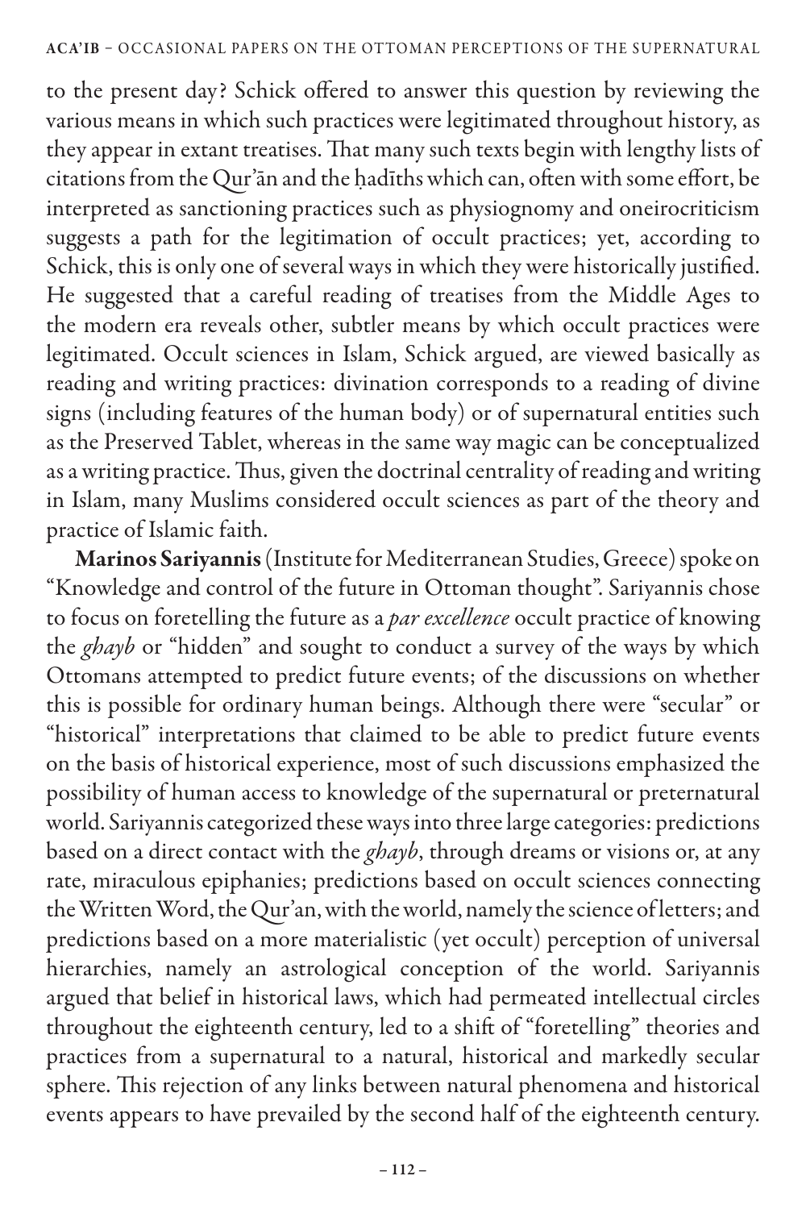to the present day? Schick offered to answer this question by reviewing the various means in which such practices were legitimated throughout history, as they appear in extant treatises. That many such texts begin with lengthy lists of citations from the Qur'ān and the ḥadīths which can, often with some effort, be interpreted as sanctioning practices such as physiognomy and oneirocriticism suggests a path for the legitimation of occult practices; yet, according to Schick, this is only one of several ways in which they were historically justified. He suggested that a careful reading of treatises from the Middle Ages to the modern era reveals other, subtler means by which occult practices were legitimated. Occult sciences in Islam, Schick argued, are viewed basically as reading and writing practices: divination corresponds to a reading of divine signs (including features of the human body) or of supernatural entities such as the Preserved Tablet, whereas in the same way magic can be conceptualized as a writing practice. Thus, given the doctrinal centrality of reading and writing in Islam, many Muslims considered occult sciences as part of the theory and practice of Islamic faith.

**Marinos Sariyannis** (Institute for Mediterranean Studies, Greece) spoke on "Knowledge and control of the future in Ottoman thought". Sariyannis chose to focus on foretelling the future as a *par excellence* occult practice of knowing the *ghayb* or "hidden" and sought to conduct a survey of the ways by which Ottomans attempted to predict future events; of the discussions on whether this is possible for ordinary human beings. Although there were "secular" or "historical" interpretations that claimed to be able to predict future events on the basis of historical experience, most of such discussions emphasized the possibility of human access to knowledge of the supernatural or preternatural world. Sariyannis categorized these ways into three large categories: predictions based on a direct contact with the *ghayb*, through dreams or visions or, at any rate, miraculous epiphanies; predictions based on occult sciences connecting the Written Word, the Qur'an, with the world, namely the science of letters; and predictions based on a more materialistic (yet occult) perception of universal hierarchies, namely an astrological conception of the world. Sariyannis argued that belief in historical laws, which had permeated intellectual circles throughout the eighteenth century, led to a shift of "foretelling" theories and practices from a supernatural to a natural, historical and markedly secular sphere. This rejection of any links between natural phenomena and historical events appears to have prevailed by the second half of the eighteenth century.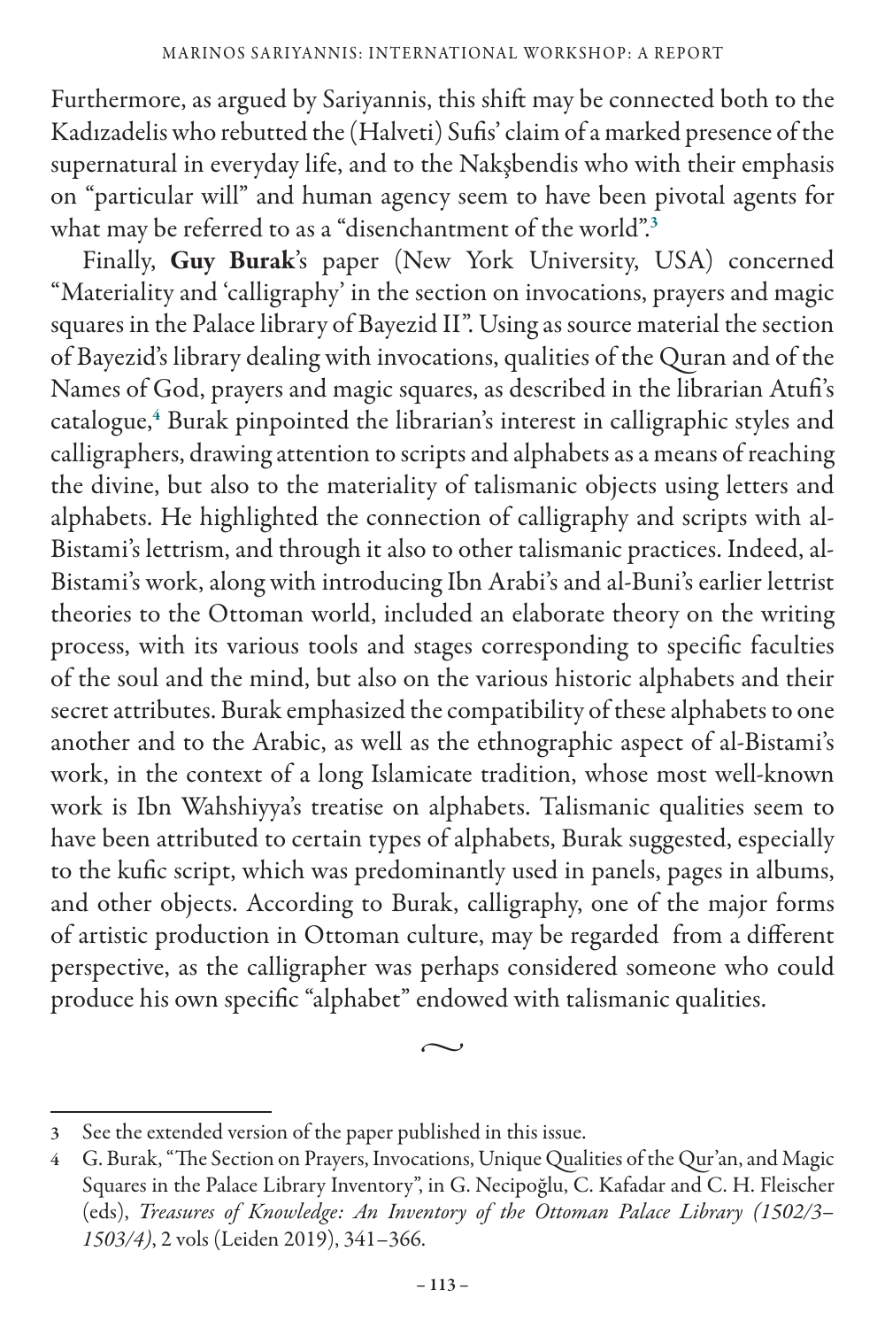Furthermore, as argued by Sariyannis, this shift may be connected both to the Kadızadelis who rebutted the (Halveti) Sufis' claim of a marked presence of the supernatural in everyday life, and to the Nakşbendis who with their emphasis on "particular will" and human agency seem to have been pivotal agents for what may be referred to as a "disenchantment of the world".[3]

Finally, **Guy Burak**'s paper (New York University, USA) concerned "Materiality and 'calligraphy' in the section on invocations, prayers and magic squares in the Palace library of Bayezid II". Using as source material the section of Bayezid's library dealing with invocations, qualities of the Quran and of the Names of God, prayers and magic squares, as described in the librarian Atufi's catalogue,[4] Burak pinpointed the librarian's interest in calligraphic styles and calligraphers, drawing attention to scripts and alphabets as a means of reaching the divine, but also to the materiality of talismanic objects using letters and alphabets. He highlighted the connection of calligraphy and scripts with al-Bistami's lettrism, and through it also to other talismanic practices. Indeed, al-Bistami's work, along with introducing Ibn Arabi's and al-Buni's earlier lettrist theories to the Ottoman world, included an elaborate theory on the writing process, with its various tools and stages corresponding to specific faculties of the soul and the mind, but also on the various historic alphabets and their secret attributes. Burak emphasized the compatibility of these alphabets to one another and to the Arabic, as well as the ethnographic aspect of al-Bistami's work, in the context of a long Islamicate tradition, whose most well-known work is Ibn Wahshiyya's treatise on alphabets. Talismanic qualities seem to have been attributed to certain types of alphabets, Burak suggested, especially to the kufic script, which was predominantly used in panels, pages in albums, and other objects. According to Burak, calligraphy, one of the major forms of artistic production in Ottoman culture, may be regarded from a different perspective, as the calligrapher was perhaps considered someone who could produce his own specific "alphabet" endowed with talismanic qualities.

~

---

3 See the extended version of the paper published in this issue.

4 G. Burak, "The Section on Prayers, Invocations, Unique Qualities of the Qur'an, and Magic Squares in the Palace Library Inventory", in G. Necipoğlu, C. Kafadar and C. H. Fleischer (eds), *Treasures of Knowledge: An Inventory of the Ottoman Palace Library (1502/3–1503/4)*, 2 vols (Leiden 2019), 341–366.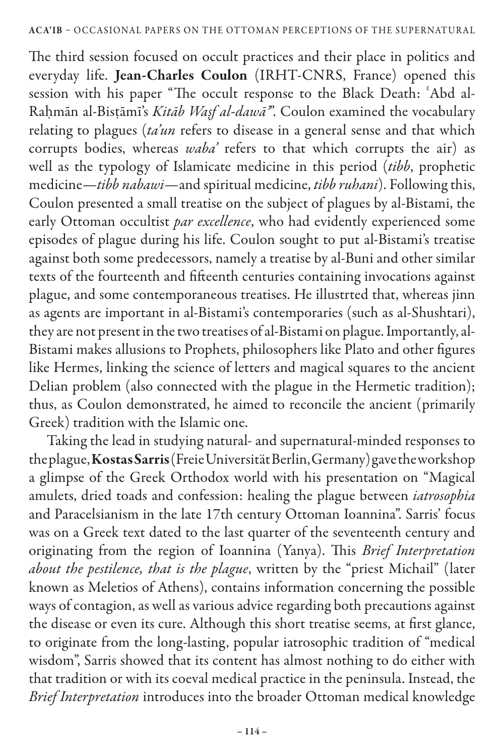The third session focused on occult practices and their place in politics and everyday life. **Jean-Charles Coulon** (IRHT-CNRS, France) opened this session with his paper "The occult response to the Black Death: ʿAbd al-Raḥmān al-Bisṭāmī's *Kitāb Waṣf al-dawāʾ*". Coulon examined the vocabulary relating to plagues (*ta'un* refers to disease in a general sense and that which corrupts bodies, whereas *waba'* refers to that which corrupts the air) as well as the typology of Islamicate medicine in this period (*tibb*, prophetic medicine—*tibb nabawi*—and spiritual medicine, *tibb ruhani*). Following this, Coulon presented a small treatise on the subject of plagues by al-Bistami, the early Ottoman occultist *par excellence*, who had evidently experienced some episodes of plague during his life. Coulon sought to put al-Bistami's treatise against both some predecessors, namely a treatise by al-Buni and other similar texts of the fourteenth and fifteenth centuries containing invocations against plague, and some contemporaneous treatises. He illustrted that, whereas jinn as agents are important in al-Bistami's contemporaries (such as al-Shushtari), they are not present in the two treatises of al-Bistami on plague. Importantly, al-Bistami makes allusions to Prophets, philosophers like Plato and other figures like Hermes, linking the science of letters and magical squares to the ancient Delian problem (also connected with the plague in the Hermetic tradition); thus, as Coulon demonstrated, he aimed to reconcile the ancient (primarily Greek) tradition with the Islamic one.

Taking the lead in studying natural- and supernatural-minded responses to the plague, **Kostas Sarris** (Freie Universität Berlin, Germany) gave the workshop a glimpse of the Greek Orthodox world with his presentation on "Magical amulets, dried toads and confession: healing the plague between *iatrosophia* and Paracelsianism in the late 17th century Ottoman Ioannina". Sarris' focus was on a Greek text dated to the last quarter of the seventeenth century and originating from the region of Ioannina (Yanya). This *Brief Interpretation about the pestilence, that is the plague*, written by the "priest Michail" (later known as Meletios of Athens), contains information concerning the possible ways of contagion, as well as various advice regarding both precautions against the disease or even its cure. Although this short treatise seems, at first glance, to originate from the long-lasting, popular iatrosophic tradition of "medical wisdom", Sarris showed that its content has almost nothing to do either with that tradition or with its coeval medical practice in the peninsula. Instead, the *Brief Interpretation* introduces into the broader Ottoman medical knowledge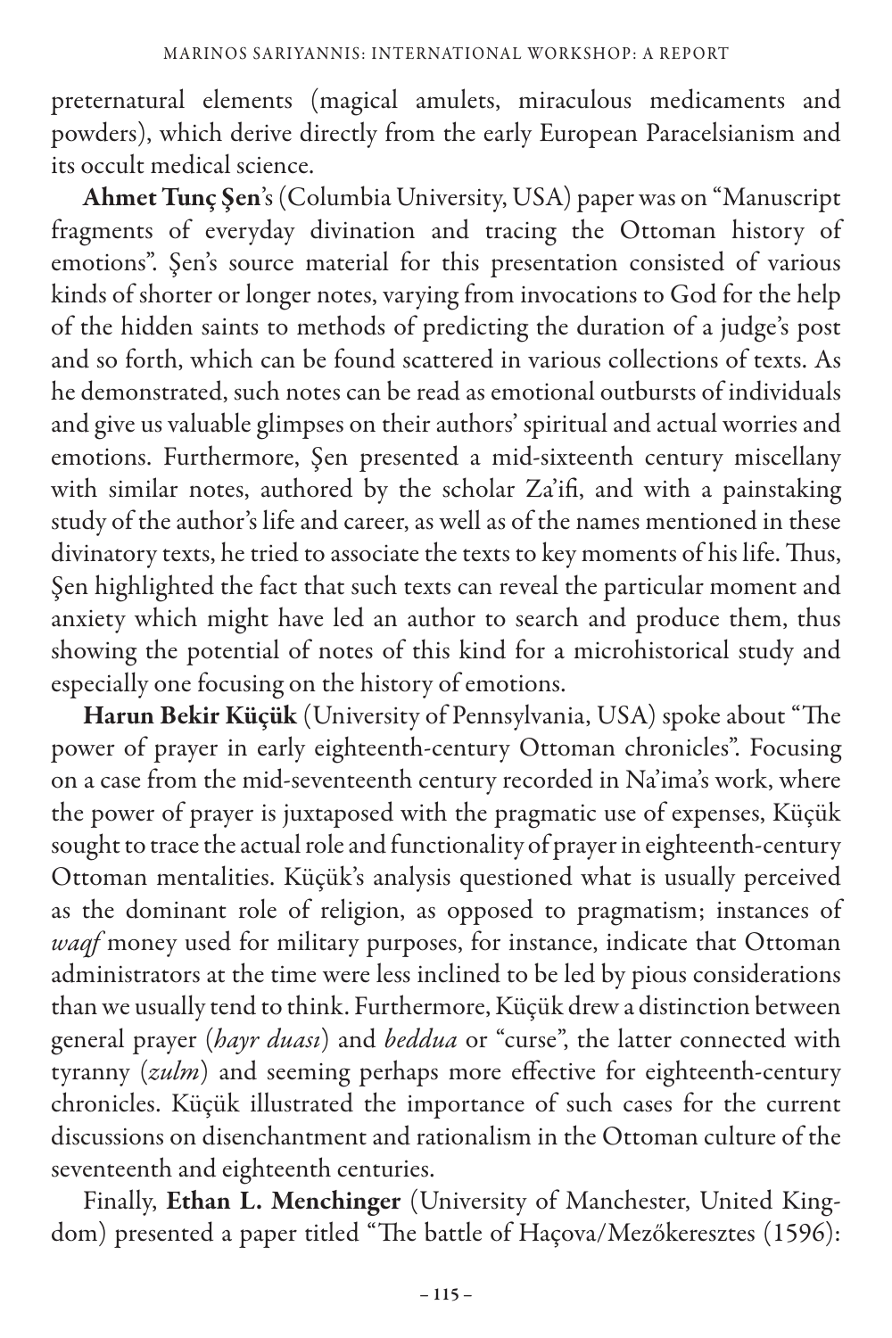preternatural elements (magical amulets, miraculous medicaments and powders), which derive directly from the early European Paracelsianism and its occult medical science.

**Ahmet Tunç Şen**'s (Columbia University, USA) paper was on "Manuscript fragments of everyday divination and tracing the Ottoman history of emotions". Şen's source material for this presentation consisted of various kinds of shorter or longer notes, varying from invocations to God for the help of the hidden saints to methods of predicting the duration of a judge's post and so forth, which can be found scattered in various collections of texts. As he demonstrated, such notes can be read as emotional outbursts of individuals and give us valuable glimpses on their authors' spiritual and actual worries and emotions. Furthermore, Şen presented a mid-sixteenth century miscellany with similar notes, authored by the scholar Za'ifi, and with a painstaking study of the author's life and career, as well as of the names mentioned in these divinatory texts, he tried to associate the texts to key moments of his life. Thus, Şen highlighted the fact that such texts can reveal the particular moment and anxiety which might have led an author to search and produce them, thus showing the potential of notes of this kind for a microhistorical study and especially one focusing on the history of emotions.

**Harun Bekir Küçük** (University of Pennsylvania, USA) spoke about "The power of prayer in early eighteenth-century Ottoman chronicles". Focusing on a case from the mid-seventeenth century recorded in Na'ima's work, where the power of prayer is juxtaposed with the pragmatic use of expenses, Küçük sought to trace the actual role and functionality of prayer in eighteenth-century Ottoman mentalities. Küçük's analysis questioned what is usually perceived as the dominant role of religion, as opposed to pragmatism; instances of *waqf* money used for military purposes, for instance, indicate that Ottoman administrators at the time were less inclined to be led by pious considerations than we usually tend to think. Furthermore, Küçük drew a distinction between general prayer (*hayr duası*) and *beddua* or "curse", the latter connected with tyranny (*zulm*) and seeming perhaps more effective for eighteenth-century chronicles. Küçük illustrated the importance of such cases for the current discussions on disenchantment and rationalism in the Ottoman culture of the seventeenth and eighteenth centuries.

Finally, **Ethan L. Menchinger** (University of Manchester, United Kingdom) presented a paper titled "The battle of Haçova/Mezőkeresztes (1596):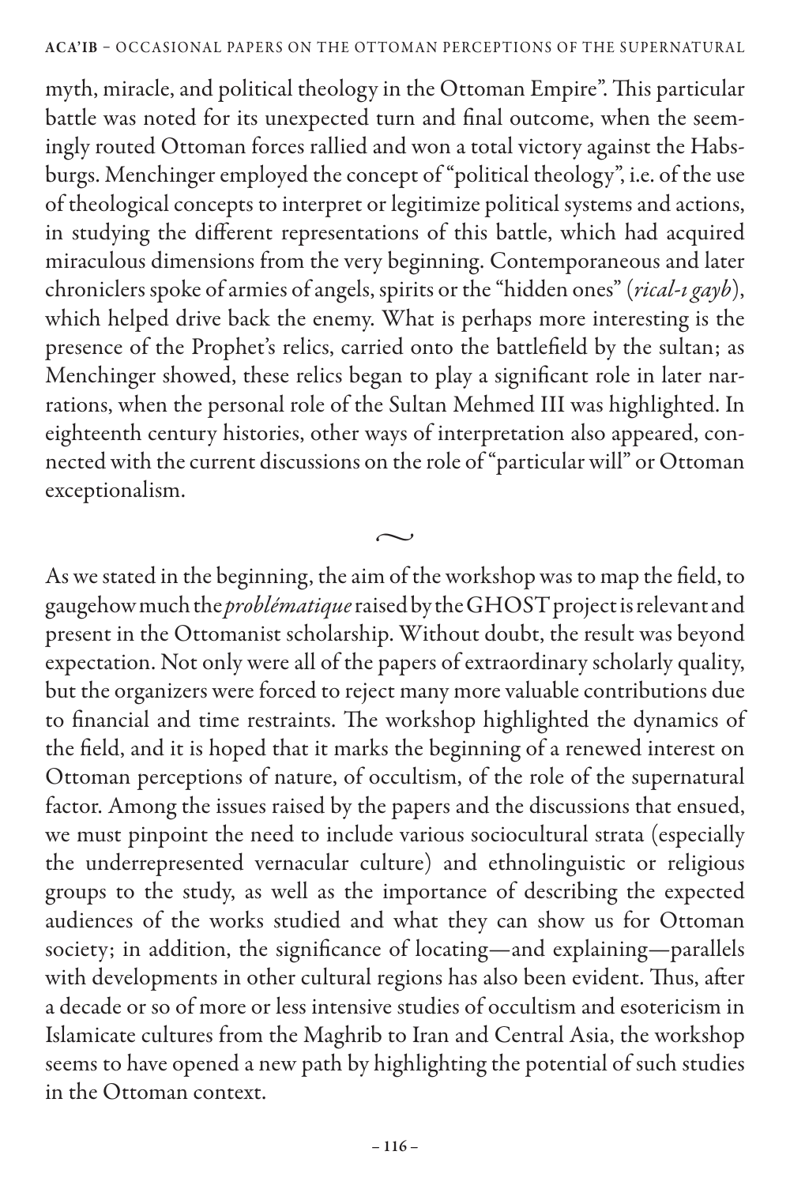myth, miracle, and political theology in the Ottoman Empire". This particular battle was noted for its unexpected turn and final outcome, when the seemingly routed Ottoman forces rallied and won a total victory against the Habsburgs. Menchinger employed the concept of "political theology", i.e. of the use of theological concepts to interpret or legitimize political systems and actions, in studying the different representations of this battle, which had acquired miraculous dimensions from the very beginning. Contemporaneous and later chroniclers spoke of armies of angels, spirits or the "hidden ones" (*rical-ı gayb*), which helped drive back the enemy. What is perhaps more interesting is the presence of the Prophet's relics, carried onto the battlefield by the sultan; as Menchinger showed, these relics began to play a significant role in later narrations, when the personal role of the Sultan Mehmed III was highlighted. In eighteenth century histories, other ways of interpretation also appeared, connected with the current discussions on the role of "particular will" or Ottoman exceptionalism.

~

As we stated in the beginning, the aim of the workshop was to map the field, to gauge how much the *problématique* raised by the GHOST project is relevant and present in the Ottomanist scholarship. Without doubt, the result was beyond expectation. Not only were all of the papers of extraordinary scholarly quality, but the organizers were forced to reject many more valuable contributions due to financial and time restraints. The workshop highlighted the dynamics of the field, and it is hoped that it marks the beginning of a renewed interest on Ottoman perceptions of nature, of occultism, of the role of the supernatural factor. Among the issues raised by the papers and the discussions that ensued, we must pinpoint the need to include various sociocultural strata (especially the underrepresented vernacular culture) and ethnolinguistic or religious groups to the study, as well as the importance of describing the expected audiences of the works studied and what they can show us for Ottoman society; in addition, the significance of locating—and explaining—parallels with developments in other cultural regions has also been evident. Thus, after a decade or so of more or less intensive studies of occultism and esotericism in Islamicate cultures from the Maghrib to Iran and Central Asia, the workshop seems to have opened a new path by highlighting the potential of such studies in the Ottoman context.